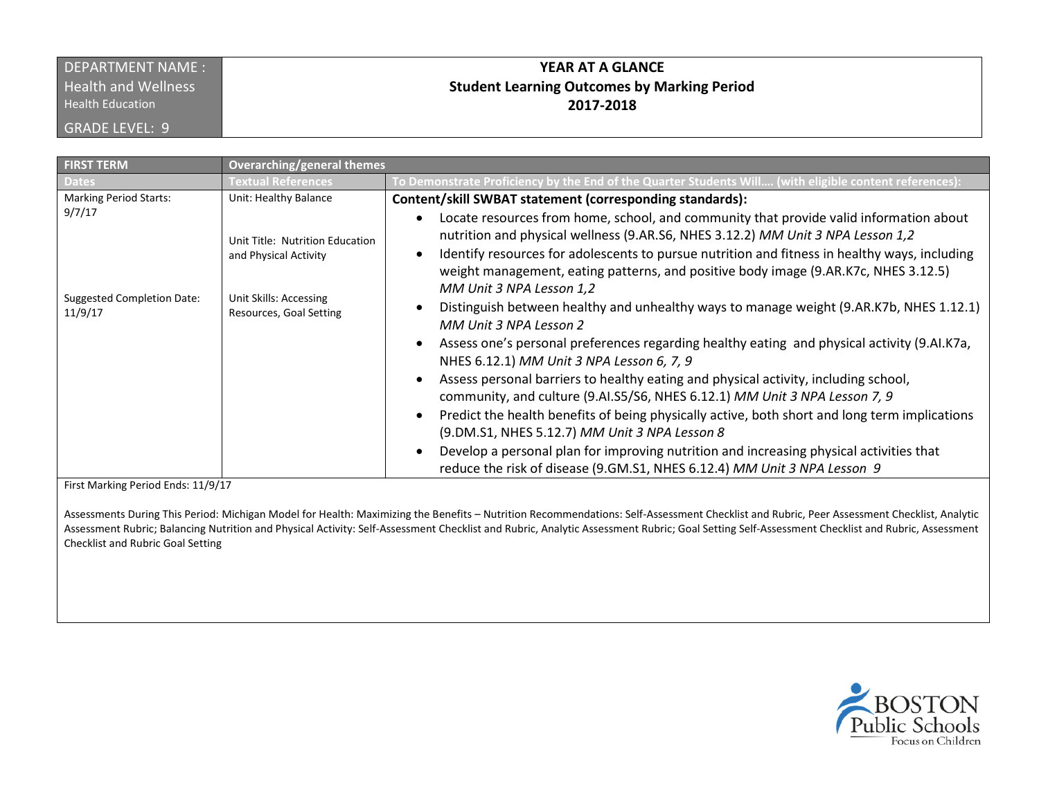| DEPARTMENT NAME : Health and Wellness<br>Health Education<br>GRADE LEVEL: 9 | **YEAR AT A GLANCE**<br>**Student Learning Outcomes by Marking Period**<br>**2017-2018** |
|---|---|

| **FIRST TERM** | **Overarching/general themes** | |
|---|---|---|
| **Dates** | **Textual References** | **To Demonstrate Proficiency by the End of the Quarter Students Will…. (with eligible content references):** |
| Marking Period Starts: 9/7/17<br><br>Suggested Completion Date: 11/9/17 | Unit: Healthy Balance<br><br>Unit Title: Nutrition Education and Physical Activity<br><br>Unit Skills: Accessing Resources, Goal Setting | **Content/skill SWBAT statement (corresponding standards):**<br>• Locate resources from home, school, and community that provide valid information about nutrition and physical wellness (9.AR.S6, NHES 3.12.2) *MM Unit 3 NPA Lesson 1,2*<br>• Identify resources for adolescents to pursue nutrition and fitness in healthy ways, including weight management, eating patterns, and positive body image (9.AR.K7c, NHES 3.12.5) *MM Unit 3 NPA Lesson 1,2*<br>• Distinguish between healthy and unhealthy ways to manage weight (9.AR.K7b, NHES 1.12.1) *MM Unit 3 NPA Lesson 2*<br>• Assess one's personal preferences regarding healthy eating and physical activity (9.AI.K7a, NHES 6.12.1) *MM Unit 3 NPA Lesson 6, 7, 9*<br>• Assess personal barriers to healthy eating and physical activity, including school, community, and culture (9.AI.S5/S6, NHES 6.12.1) *MM Unit 3 NPA Lesson 7, 9*<br>• Predict the health benefits of being physically active, both short and long term implications (9.DM.S1, NHES 5.12.7) *MM Unit 3 NPA Lesson 8*<br>• Develop a personal plan for improving nutrition and increasing physical activities that reduce the risk of disease (9.GM.S1, NHES 6.12.4) *MM Unit 3 NPA Lesson 9* |

First Marking Period Ends: 11/9/17

Assessments During This Period: Michigan Model for Health: Maximizing the Benefits – Nutrition Recommendations: Self-Assessment Checklist and Rubric, Peer Assessment Checklist, Analytic Assessment Rubric; Balancing Nutrition and Physical Activity: Self-Assessment Checklist and Rubric, Analytic Assessment Rubric; Goal Setting Self-Assessment Checklist and Rubric, Assessment Checklist and Rubric Goal Setting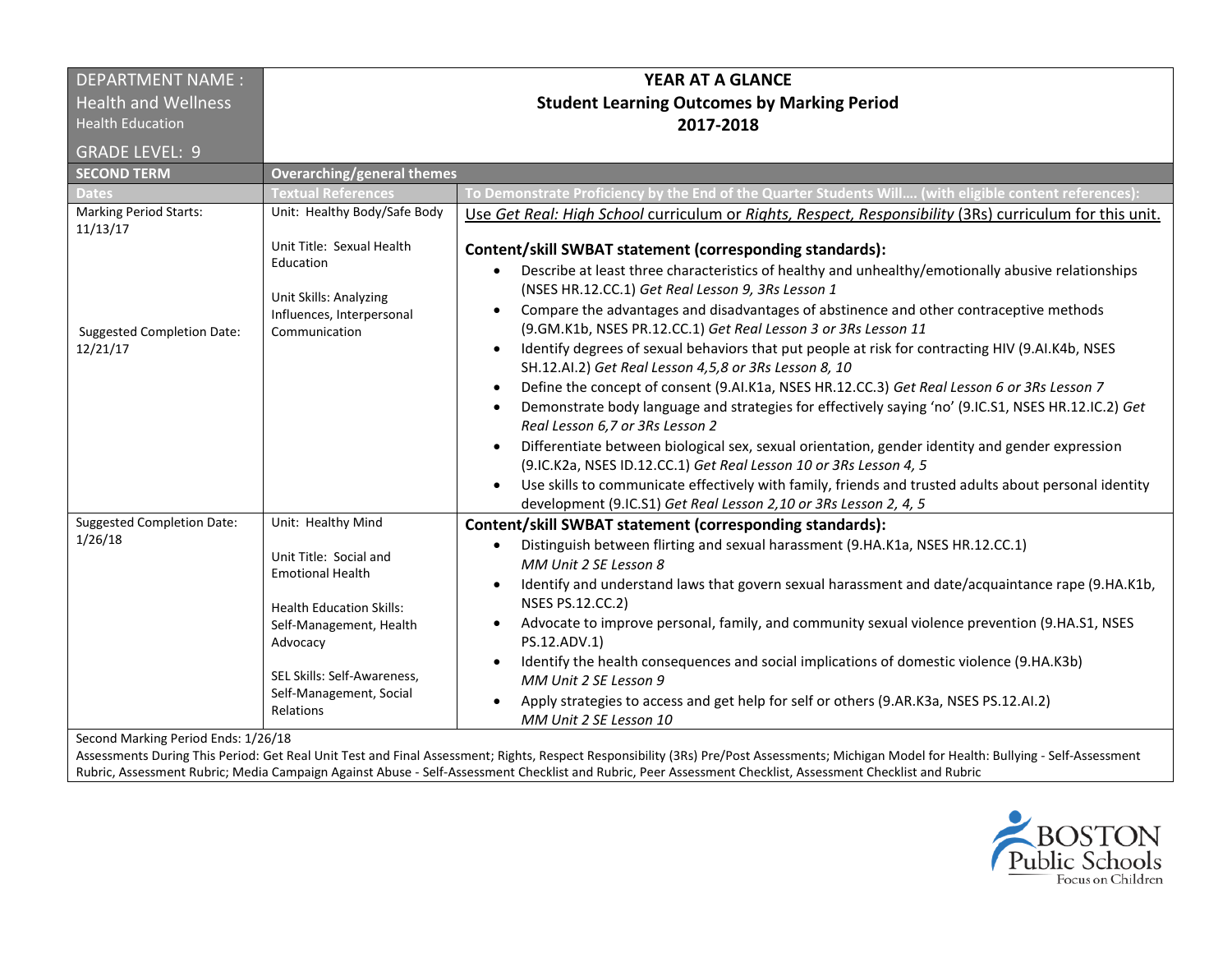| DEPARTMENT NAME : Health and Wellness<br>Health Education<br>GRADE LEVEL: 9 | YEAR AT A GLANCE<br>Student Learning Outcomes by Marking Period<br>2017-2018 | |
|---|---|---|
| **SECOND TERM** | **Overarching/general themes** | |
| **Dates** | **Textual References** | **To Demonstrate Proficiency by the End of the Quarter Students Will…. (with eligible content references):** |
| Marking Period Starts: 11/13/17<br><br>Suggested Completion Date: 12/21/17 | Unit: Healthy Body/Safe Body<br><br>Unit Title: Sexual Health Education<br><br>Unit Skills: Analyzing Influences, Interpersonal Communication | Use *Get Real: High School* curriculum or *Rights, Respect, Responsibility* (3Rs) curriculum for this unit.<br><br>**Content/skill SWBAT statement (corresponding standards):**<br>• Describe at least three characteristics of healthy and unhealthy/emotionally abusive relationships (NSES HR.12.CC.1) *Get Real Lesson 9, 3Rs Lesson 1*<br>• Compare the advantages and disadvantages of abstinence and other contraceptive methods (9.GM.K1b, NSES PR.12.CC.1) *Get Real Lesson 3 or 3Rs Lesson 11*<br>• Identify degrees of sexual behaviors that put people at risk for contracting HIV (9.AI.K4b, NSES SH.12.AI.2) *Get Real Lesson 4,5,8 or 3Rs Lesson 8, 10*<br>• Define the concept of consent (9.AI.K1a, NSES HR.12.CC.3) *Get Real Lesson 6 or 3Rs Lesson 7*<br>• Demonstrate body language and strategies for effectively saying 'no' (9.IC.S1, NSES HR.12.IC.2) *Get Real Lesson 6,7 or 3Rs Lesson 2*<br>• Differentiate between biological sex, sexual orientation, gender identity and gender expression (9.IC.K2a, NSES ID.12.CC.1) *Get Real Lesson 10 or 3Rs Lesson 4, 5*<br>• Use skills to communicate effectively with family, friends and trusted adults about personal identity development (9.IC.S1) *Get Real Lesson 2,10 or 3Rs Lesson 2, 4, 5* |
| Suggested Completion Date: 1/26/18 | Unit: Healthy Mind<br><br>Unit Title: Social and Emotional Health<br><br>Health Education Skills: Self-Management, Health Advocacy<br><br>SEL Skills: Self-Awareness, Self-Management, Social Relations | **Content/skill SWBAT statement (corresponding standards):**<br>• Distinguish between flirting and sexual harassment (9.HA.K1a, NSES HR.12.CC.1) *MM Unit 2 SE Lesson 8*<br>• Identify and understand laws that govern sexual harassment and date/acquaintance rape (9.HA.K1b, NSES PS.12.CC.2)<br>• Advocate to improve personal, family, and community sexual violence prevention (9.HA.S1, NSES PS.12.ADV.1)<br>• Identify the health consequences and social implications of domestic violence (9.HA.K3b) *MM Unit 2 SE Lesson 9*<br>• Apply strategies to access and get help for self or others (9.AR.K3a, NSES PS.12.AI.2) *MM Unit 2 SE Lesson 10* |

Second Marking Period Ends: 1/26/18

Assessments During This Period: Get Real Unit Test and Final Assessment; Rights, Respect Responsibility (3Rs) Pre/Post Assessments; Michigan Model for Health: Bullying - Self-Assessment Rubric, Assessment Rubric; Media Campaign Against Abuse - Self-Assessment Checklist and Rubric, Peer Assessment Checklist, Assessment Checklist and Rubric

BOSTON Public Schools
Focus on Children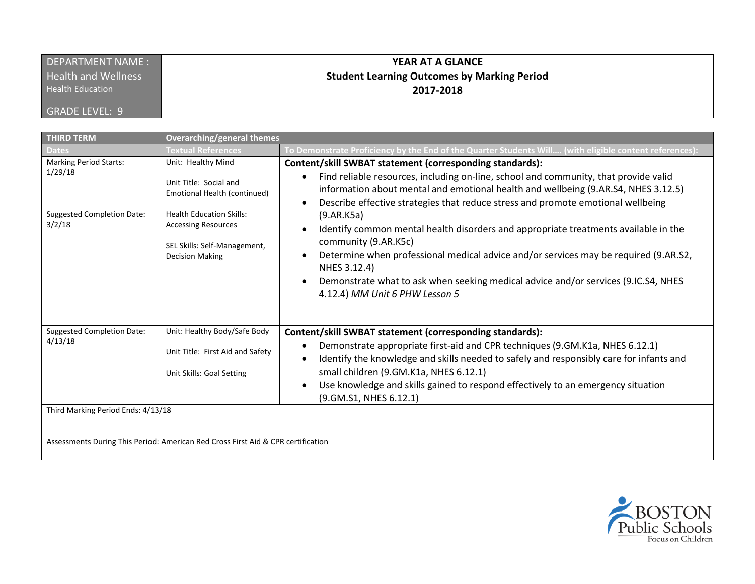| DEPARTMENT NAME : Health and Wellness<br>Health Education<br><br>GRADE LEVEL: 9 | **YEAR AT A GLANCE**<br>**Student Learning Outcomes by Marking Period**<br>**2017-2018** |
|---|---|

| THIRD TERM | Overarching/general themes | |
|---|---|---|
| **Dates** | **Textual References** | **To Demonstrate Proficiency by the End of the Quarter Students Will…. (with eligible content references):** |
| Marking Period Starts: 1/29/18<br><br>Suggested Completion Date: 3/2/18 | Unit: Healthy Mind<br><br>Unit Title: Social and Emotional Health (continued)<br><br>Health Education Skills: Accessing Resources<br><br>SEL Skills: Self-Management, Decision Making | **Content/skill SWBAT statement (corresponding standards):**<br>• Find reliable resources, including on-line, school and community, that provide valid information about mental and emotional health and wellbeing (9.AR.S4, NHES 3.12.5)<br>• Describe effective strategies that reduce stress and promote emotional wellbeing (9.AR.K5a)<br>• Identify common mental health disorders and appropriate treatments available in the community (9.AR.K5c)<br>• Determine when professional medical advice and/or services may be required (9.AR.S2, NHES 3.12.4)<br>• Demonstrate what to ask when seeking medical advice and/or services (9.IC.S4, NHES 4.12.4) *MM Unit 6 PHW Lesson 5* |
| Suggested Completion Date: 4/13/18 | Unit: Healthy Body/Safe Body<br><br>Unit Title: First Aid and Safety<br><br>Unit Skills: Goal Setting | **Content/skill SWBAT statement (corresponding standards):**<br>• Demonstrate appropriate first-aid and CPR techniques (9.GM.K1a, NHES 6.12.1)<br>• Identify the knowledge and skills needed to safely and responsibly care for infants and small children (9.GM.K1a, NHES 6.12.1)<br>• Use knowledge and skills gained to respond effectively to an emergency situation (9.GM.S1, NHES 6.12.1) |
| Third Marking Period Ends: 4/13/18<br><br>Assessments During This Period: American Red Cross First Aid & CPR certification | | |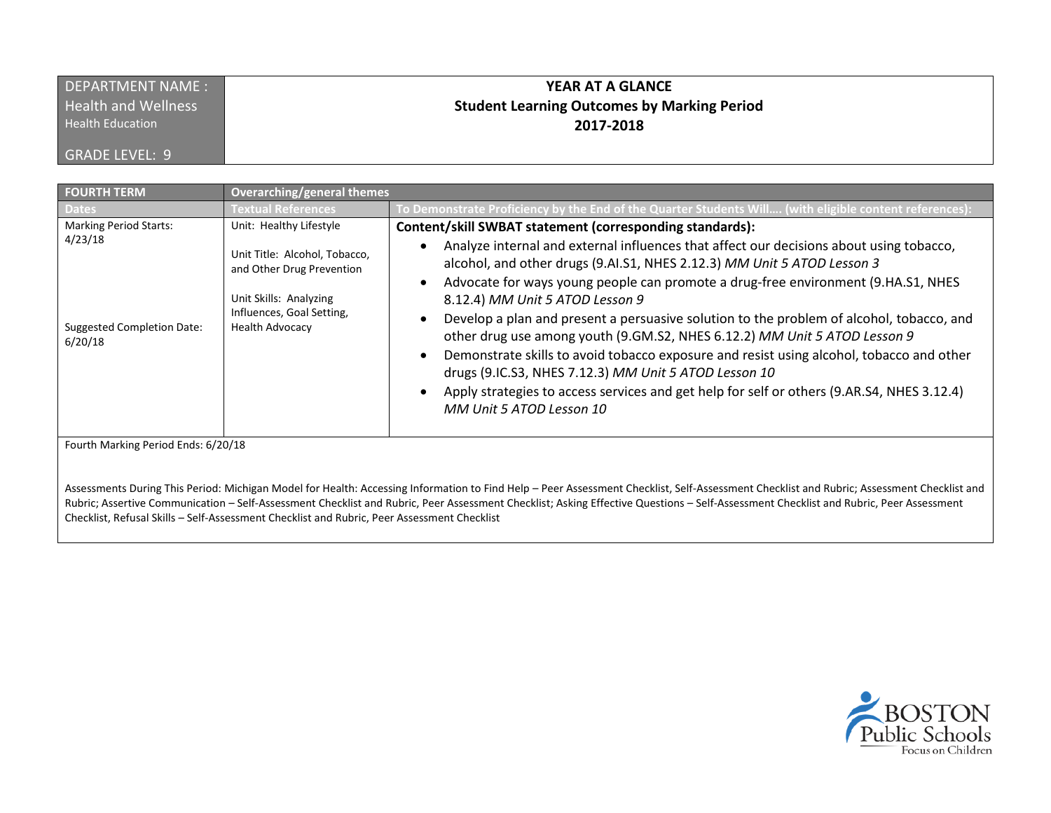| DEPARTMENT NAME : Health and Wellness Health Education GRADE LEVEL: 9 | YEAR AT A GLANCE **Student Learning Outcomes by Marking Period** **2017-2018** |
|---|---|

| FOURTH TERM | Overarching/general themes | |
|---|---|---|
| **Dates** | **Textual References** | **To Demonstrate Proficiency by the End of the Quarter Students Will…. (with eligible content references):** |
| Marking Period Starts: 4/23/18<br><br>Suggested Completion Date: 6/20/18 | Unit: Healthy Lifestyle<br><br>Unit Title: Alcohol, Tobacco, and Other Drug Prevention<br><br>Unit Skills: Analyzing Influences, Goal Setting, Health Advocacy | **Content/skill SWBAT statement (corresponding standards):**<br>• Analyze internal and external influences that affect our decisions about using tobacco, alcohol, and other drugs (9.AI.S1, NHES 2.12.3) *MM Unit 5 ATOD Lesson 3*<br>• Advocate for ways young people can promote a drug-free environment (9.HA.S1, NHES 8.12.4) *MM Unit 5 ATOD Lesson 9*<br>• Develop a plan and present a persuasive solution to the problem of alcohol, tobacco, and other drug use among youth (9.GM.S2, NHES 6.12.2) *MM Unit 5 ATOD Lesson 9*<br>• Demonstrate skills to avoid tobacco exposure and resist using alcohol, tobacco and other drugs (9.IC.S3, NHES 7.12.3) *MM Unit 5 ATOD Lesson 10*<br>• Apply strategies to access services and get help for self or others (9.AR.S4, NHES 3.12.4) *MM Unit 5 ATOD Lesson 10* |

Fourth Marking Period Ends: 6/20/18

Assessments During This Period: Michigan Model for Health: Accessing Information to Find Help – Peer Assessment Checklist, Self-Assessment Checklist and Rubric; Assessment Checklist and Rubric; Assertive Communication – Self-Assessment Checklist and Rubric, Peer Assessment Checklist; Asking Effective Questions – Self-Assessment Checklist and Rubric, Peer Assessment Checklist, Refusal Skills – Self-Assessment Checklist and Rubric, Peer Assessment Checklist

BOSTON Public Schools
Focus on Children